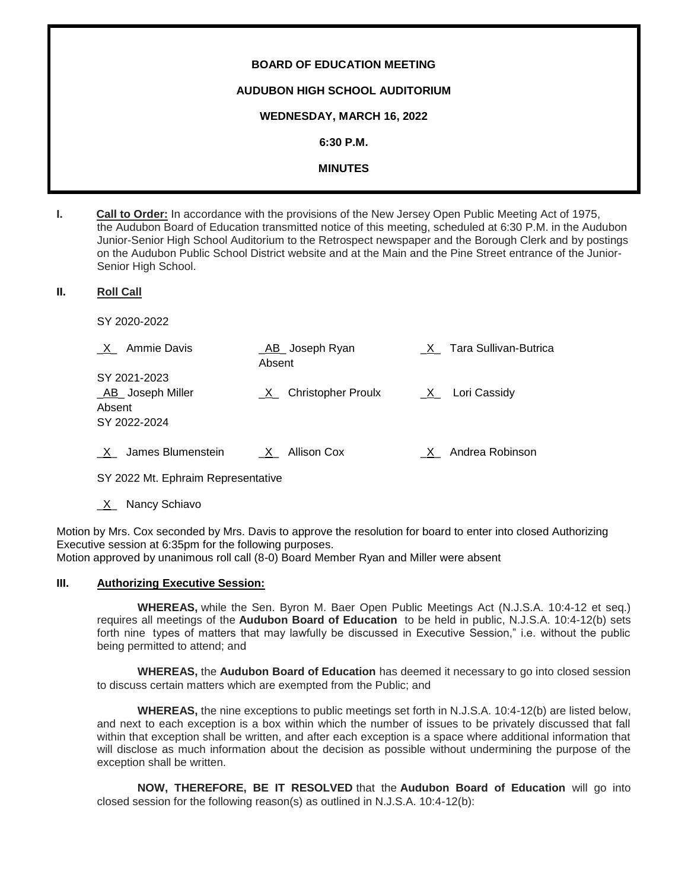**BOARD OF EDUCATION MEETING**

**AUDUBON HIGH SCHOOL AUDITORIUM**

**WEDNESDAY, MARCH 16, 2022**

**6:30 P.M.**

**MINUTES**

**I. Call to Order:** In accordance with the provisions of the New Jersey Open Public Meeting Act of 1975, the Audubon Board of Education transmitted notice of this meeting, scheduled at 6:30 P.M. in the Audubon Junior-Senior High School Auditorium to the Retrospect newspaper and the Borough Clerk and by postings on the Audubon Public School District website and at the Main and the Pine Street entrance of the Junior-Senior High School.

**II. Roll Call**

SY 2020-2022

| | | |
|---|---|---|
| _X_ Ammie Davis | _AB_ Joseph Ryan Absent | _X_ Tara Sullivan-Butrica |

SY 2021-2023

| | | |
|---|---|---|
| _AB_ Joseph Miller Absent | _X_ Christopher Proulx | _X_ Lori Cassidy |

SY 2022-2024

| | | |
|---|---|---|
| _X_ James Blumenstein | _X_ Allison Cox | _X_ Andrea Robinson |

SY 2022 Mt. Ephraim Representative

_X_ Nancy Schiavo

Motion by Mrs. Cox seconded by Mrs. Davis to approve the resolution for board to enter into closed Authorizing Executive session at 6:35pm for the following purposes.
Motion approved by unanimous roll call (8-0) Board Member Ryan and Miller were absent

**III. Authorizing Executive Session:**

**WHEREAS,** while the Sen. Byron M. Baer Open Public Meetings Act (N.J.S.A. 10:4-12 et seq.) requires all meetings of the **Audubon Board of Education** to be held in public, N.J.S.A. 10:4-12(b) sets forth nine types of matters that may lawfully be discussed in Executive Session," i.e. without the public being permitted to attend; and

**WHEREAS,** the **Audubon Board of Education** has deemed it necessary to go into closed session to discuss certain matters which are exempted from the Public; and

**WHEREAS,** the nine exceptions to public meetings set forth in N.J.S.A. 10:4-12(b) are listed below, and next to each exception is a box within which the number of issues to be privately discussed that fall within that exception shall be written, and after each exception is a space where additional information that will disclose as much information about the decision as possible without undermining the purpose of the exception shall be written.

**NOW, THEREFORE, BE IT RESOLVED** that the **Audubon Board of Education** will go into closed session for the following reason(s) as outlined in N.J.S.A. 10:4-12(b):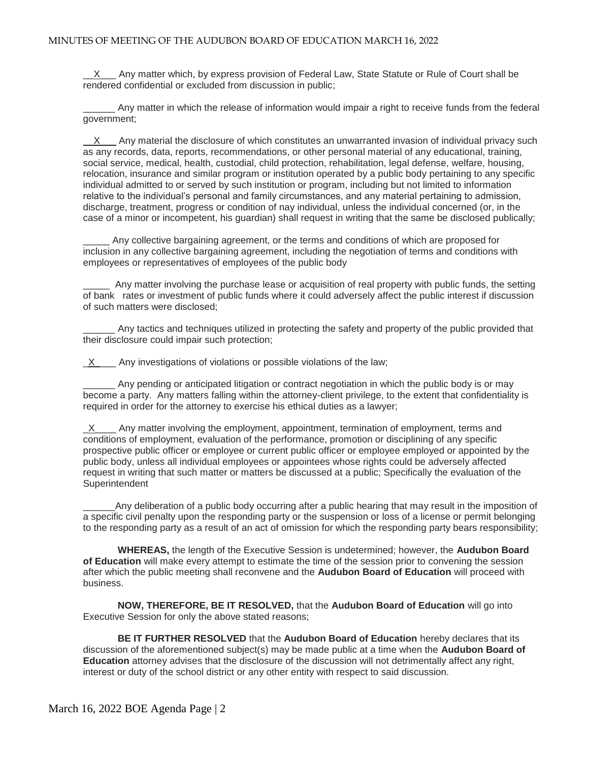__X___ Any matter which, by express provision of Federal Law, State Statute or Rule of Court shall be rendered confidential or excluded from discussion in public;

______ Any matter in which the release of information would impair a right to receive funds from the federal government;

__X___ Any material the disclosure of which constitutes an unwarranted invasion of individual privacy such as any records, data, reports, recommendations, or other personal material of any educational, training, social service, medical, health, custodial, child protection, rehabilitation, legal defense, welfare, housing, relocation, insurance and similar program or institution operated by a public body pertaining to any specific individual admitted to or served by such institution or program, including but not limited to information relative to the individual's personal and family circumstances, and any material pertaining to admission, discharge, treatment, progress or condition of nay individual, unless the individual concerned (or, in the case of a minor or incompetent, his guardian) shall request in writing that the same be disclosed publically;

_____ Any collective bargaining agreement, or the terms and conditions of which are proposed for inclusion in any collective bargaining agreement, including the negotiation of terms and conditions with employees or representatives of employees of the public body

_____ Any matter involving the purchase lease or acquisition of real property with public funds, the setting of bank rates or investment of public funds where it could adversely affect the public interest if discussion of such matters were disclosed;

______ Any tactics and techniques utilized in protecting the safety and property of the public provided that their disclosure could impair such protection;

_X____ Any investigations of violations or possible violations of the law;

______ Any pending or anticipated litigation or contract negotiation in which the public body is or may become a party. Any matters falling within the attorney-client privilege, to the extent that confidentiality is required in order for the attorney to exercise his ethical duties as a lawyer;

_X____ Any matter involving the employment, appointment, termination of employment, terms and conditions of employment, evaluation of the performance, promotion or disciplining of any specific prospective public officer or employee or current public officer or employee employed or appointed by the public body, unless all individual employees or appointees whose rights could be adversely affected request in writing that such matter or matters be discussed at a public; Specifically the evaluation of the Superintendent

______Any deliberation of a public body occurring after a public hearing that may result in the imposition of a specific civil penalty upon the responding party or the suspension or loss of a license or permit belonging to the responding party as a result of an act of omission for which the responding party bears responsibility;

**WHEREAS,** the length of the Executive Session is undetermined; however, the **Audubon Board of Education** will make every attempt to estimate the time of the session prior to convening the session after which the public meeting shall reconvene and the **Audubon Board of Education** will proceed with business.

**NOW, THEREFORE, BE IT RESOLVED,** that the **Audubon Board of Education** will go into Executive Session for only the above stated reasons;

**BE IT FURTHER RESOLVED** that the **Audubon Board of Education** hereby declares that its discussion of the aforementioned subject(s) may be made public at a time when the **Audubon Board of Education** attorney advises that the disclosure of the discussion will not detrimentally affect any right, interest or duty of the school district or any other entity with respect to said discussion.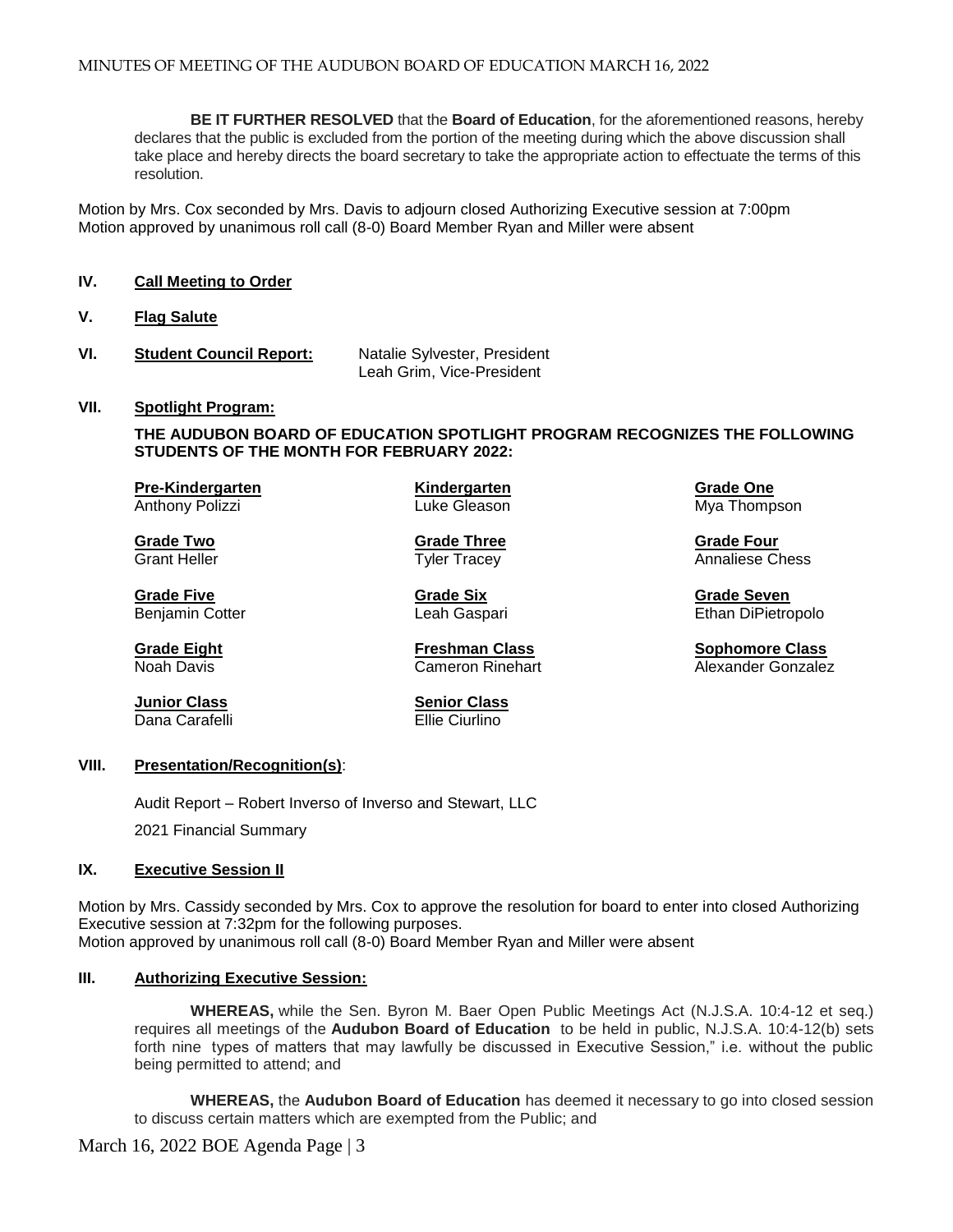**BE IT FURTHER RESOLVED** that the **Board of Education**, for the aforementioned reasons, hereby declares that the public is excluded from the portion of the meeting during which the above discussion shall take place and hereby directs the board secretary to take the appropriate action to effectuate the terms of this resolution.

Motion by Mrs. Cox seconded by Mrs. Davis to adjourn closed Authorizing Executive session at 7:00pm
Motion approved by unanimous roll call (8-0) Board Member Ryan and Miller were absent

## IV. Call Meeting to Order

## V. Flag Salute

## VI. Student Council Report:

Natalie Sylvester, President
Leah Grim, Vice-President

## VII. Spotlight Program:

**THE AUDUBON BOARD OF EDUCATION SPOTLIGHT PROGRAM RECOGNIZES THE FOLLOWING STUDENTS OF THE MONTH FOR FEBRUARY 2022:**

**Pre-Kindergarten**
Anthony Polizzi

**Kindergarten**
Luke Gleason

**Grade One**
Mya Thompson

**Grade Two**
Grant Heller

**Grade Three**
Tyler Tracey

**Grade Four**
Annaliese Chess

**Grade Five**
Benjamin Cotter

**Grade Six**
Leah Gaspari

**Grade Seven**
Ethan DiPietropolo

**Grade Eight**
Noah Davis

**Freshman Class**
Cameron Rinehart

**Sophomore Class**
Alexander Gonzalez

**Junior Class**
Dana Carafelli

**Senior Class**
Ellie Ciurlino

## VIII. Presentation/Recognition(s):

Audit Report – Robert Inverso of Inverso and Stewart, LLC

2021 Financial Summary

## IX. Executive Session II

Motion by Mrs. Cassidy seconded by Mrs. Cox to approve the resolution for board to enter into closed Authorizing Executive session at 7:32pm for the following purposes.
Motion approved by unanimous roll call (8-0) Board Member Ryan and Miller were absent

## III. Authorizing Executive Session:

**WHEREAS,** while the Sen. Byron M. Baer Open Public Meetings Act (N.J.S.A. 10:4-12 et seq.) requires all meetings of the **Audubon Board of Education** to be held in public, N.J.S.A. 10:4-12(b) sets forth nine types of matters that may lawfully be discussed in Executive Session," i.e. without the public being permitted to attend; and

**WHEREAS,** the **Audubon Board of Education** has deemed it necessary to go into closed session to discuss certain matters which are exempted from the Public; and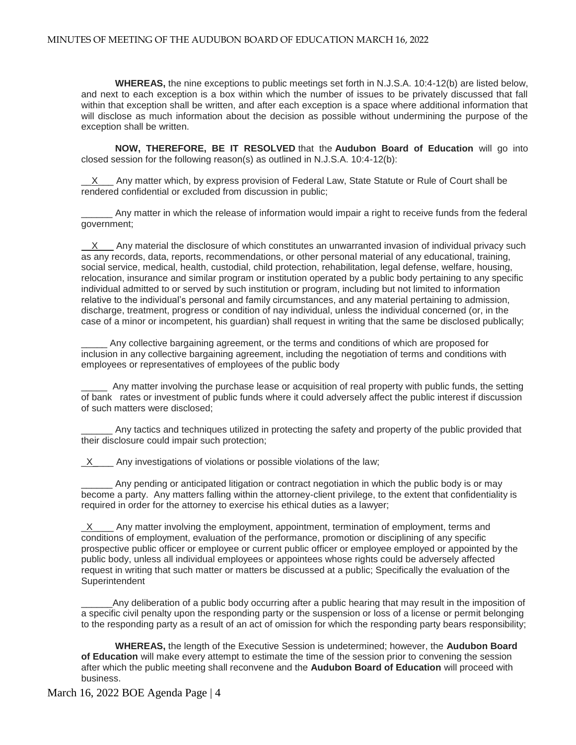**WHEREAS,** the nine exceptions to public meetings set forth in N.J.S.A. 10:4-12(b) are listed below, and next to each exception is a box within which the number of issues to be privately discussed that fall within that exception shall be written, and after each exception is a space where additional information that will disclose as much information about the decision as possible without undermining the purpose of the exception shall be written.

**NOW, THEREFORE, BE IT RESOLVED** that the **Audubon Board of Education** will go into closed session for the following reason(s) as outlined in N.J.S.A. 10:4-12(b):

__X___ Any matter which, by express provision of Federal Law, State Statute or Rule of Court shall be rendered confidential or excluded from discussion in public;

______ Any matter in which the release of information would impair a right to receive funds from the federal government;

__X___ Any material the disclosure of which constitutes an unwarranted invasion of individual privacy such as any records, data, reports, recommendations, or other personal material of any educational, training, social service, medical, health, custodial, child protection, rehabilitation, legal defense, welfare, housing, relocation, insurance and similar program or institution operated by a public body pertaining to any specific individual admitted to or served by such institution or program, including but not limited to information relative to the individual's personal and family circumstances, and any material pertaining to admission, discharge, treatment, progress or condition of nay individual, unless the individual concerned (or, in the case of a minor or incompetent, his guardian) shall request in writing that the same be disclosed publically;

_____ Any collective bargaining agreement, or the terms and conditions of which are proposed for inclusion in any collective bargaining agreement, including the negotiation of terms and conditions with employees or representatives of employees of the public body

_____ Any matter involving the purchase lease or acquisition of real property with public funds, the setting of bank rates or investment of public funds where it could adversely affect the public interest if discussion of such matters were disclosed;

______ Any tactics and techniques utilized in protecting the safety and property of the public provided that their disclosure could impair such protection;

_X____ Any investigations of violations or possible violations of the law;

______ Any pending or anticipated litigation or contract negotiation in which the public body is or may become a party. Any matters falling within the attorney-client privilege, to the extent that confidentiality is required in order for the attorney to exercise his ethical duties as a lawyer;

_X____ Any matter involving the employment, appointment, termination of employment, terms and conditions of employment, evaluation of the performance, promotion or disciplining of any specific prospective public officer or employee or current public officer or employee employed or appointed by the public body, unless all individual employees or appointees whose rights could be adversely affected request in writing that such matter or matters be discussed at a public; Specifically the evaluation of the Superintendent

______Any deliberation of a public body occurring after a public hearing that may result in the imposition of a specific civil penalty upon the responding party or the suspension or loss of a license or permit belonging to the responding party as a result of an act of omission for which the responding party bears responsibility;

**WHEREAS,** the length of the Executive Session is undetermined; however, the **Audubon Board of Education** will make every attempt to estimate the time of the session prior to convening the session after which the public meeting shall reconvene and the **Audubon Board of Education** will proceed with business.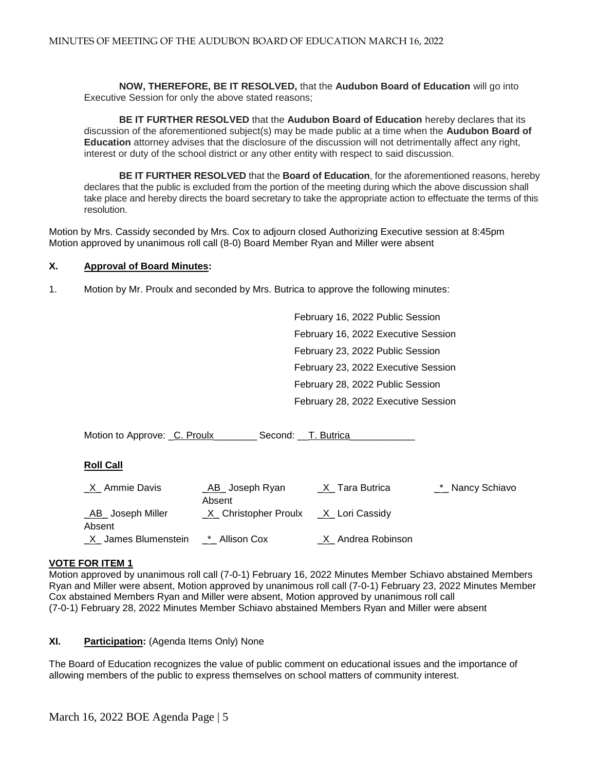**NOW, THEREFORE, BE IT RESOLVED,** that the **Audubon Board of Education** will go into Executive Session for only the above stated reasons;

**BE IT FURTHER RESOLVED** that the **Audubon Board of Education** hereby declares that its discussion of the aforementioned subject(s) may be made public at a time when the **Audubon Board of Education** attorney advises that the disclosure of the discussion will not detrimentally affect any right, interest or duty of the school district or any other entity with respect to said discussion.

**BE IT FURTHER RESOLVED** that the **Board of Education**, for the aforementioned reasons, hereby declares that the public is excluded from the portion of the meeting during which the above discussion shall take place and hereby directs the board secretary to take the appropriate action to effectuate the terms of this resolution.

Motion by Mrs. Cassidy seconded by Mrs. Cox to adjourn closed Authorizing Executive session at 8:45pm
Motion approved by unanimous roll call (8-0) Board Member Ryan and Miller were absent

## X. Approval of Board Minutes:

1. Motion by Mr. Proulx and seconded by Mrs. Butrica to approve the following minutes:

February 16, 2022 Public Session
February 16, 2022 Executive Session
February 23, 2022 Public Session
February 23, 2022 Executive Session
February 28, 2022 Public Session
February 28, 2022 Executive Session

Motion to Approve: _C. Proulx________ Second: __T. Butrica____________

**Roll Call**

| | | | |
|---|---|---|---|
| _X_ Ammie Davis | _AB_ Joseph Ryan Absent | _X_ Tara Butrica | _*_ Nancy Schiavo |
| _AB_ Joseph Miller Absent | _X_ Christopher Proulx | _X_ Lori Cassidy | |
| _X_ James Blumenstein | _*_ Allison Cox | _X_ Andrea Robinson | |

**VOTE FOR ITEM 1**
Motion approved by unanimous roll call (7-0-1) February 16, 2022 Minutes Member Schiavo abstained Members Ryan and Miller were absent, Motion approved by unanimous roll call (7-0-1) February 23, 2022 Minutes Member Cox abstained Members Ryan and Miller were absent, Motion approved by unanimous roll call (7-0-1) February 28, 2022 Minutes Member Schiavo abstained Members Ryan and Miller were absent

## XI. Participation: (Agenda Items Only) None

The Board of Education recognizes the value of public comment on educational issues and the importance of allowing members of the public to express themselves on school matters of community interest.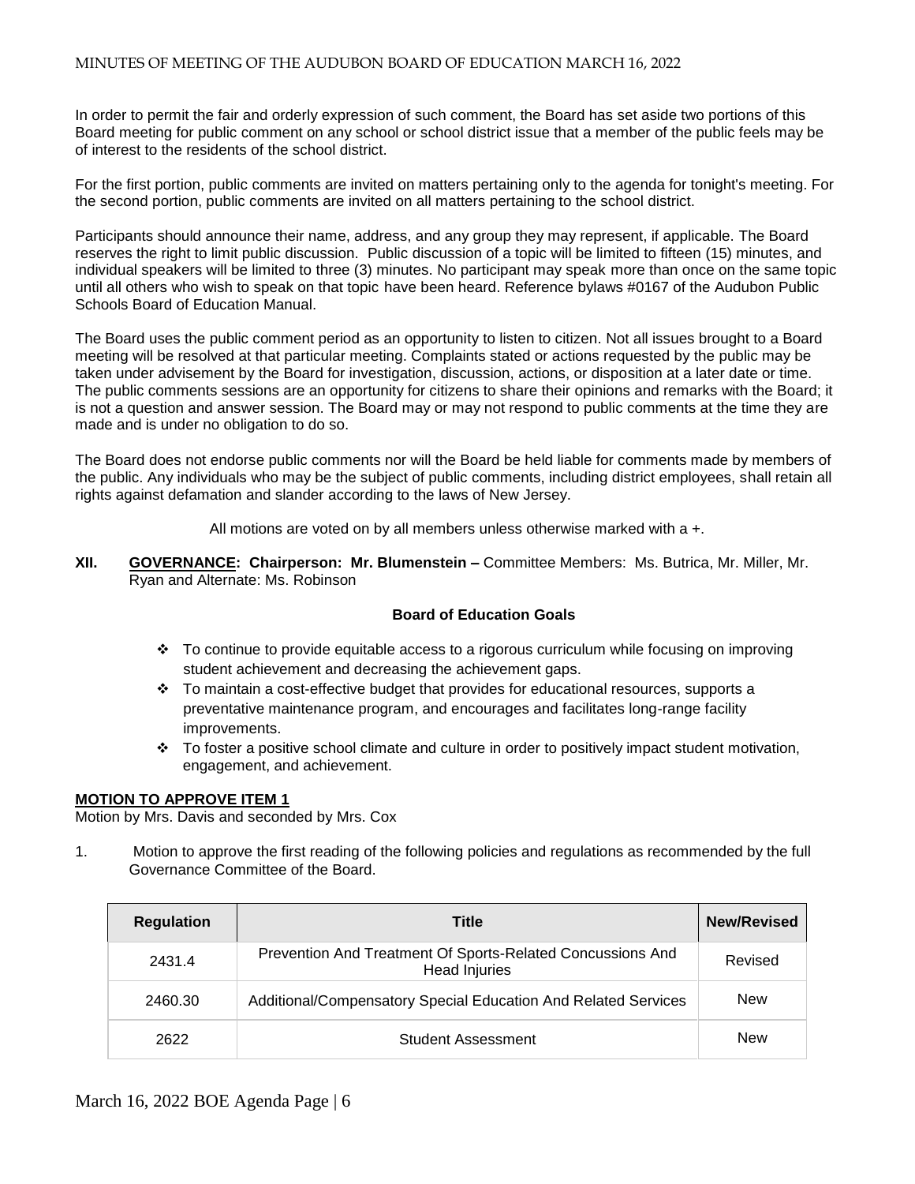In order to permit the fair and orderly expression of such comment, the Board has set aside two portions of this Board meeting for public comment on any school or school district issue that a member of the public feels may be of interest to the residents of the school district.

For the first portion, public comments are invited on matters pertaining only to the agenda for tonight's meeting. For the second portion, public comments are invited on all matters pertaining to the school district.

Participants should announce their name, address, and any group they may represent, if applicable. The Board reserves the right to limit public discussion. Public discussion of a topic will be limited to fifteen (15) minutes, and individual speakers will be limited to three (3) minutes. No participant may speak more than once on the same topic until all others who wish to speak on that topic have been heard. Reference bylaws #0167 of the Audubon Public Schools Board of Education Manual.

The Board uses the public comment period as an opportunity to listen to citizen. Not all issues brought to a Board meeting will be resolved at that particular meeting. Complaints stated or actions requested by the public may be taken under advisement by the Board for investigation, discussion, actions, or disposition at a later date or time. The public comments sessions are an opportunity for citizens to share their opinions and remarks with the Board; it is not a question and answer session. The Board may or may not respond to public comments at the time they are made and is under no obligation to do so.

The Board does not endorse public comments nor will the Board be held liable for comments made by members of the public. Any individuals who may be the subject of public comments, including district employees, shall retain all rights against defamation and slander according to the laws of New Jersey.

All motions are voted on by all members unless otherwise marked with a +.

**XII. GOVERNANCE: Chairperson: Mr. Blumenstein –** Committee Members: Ms. Butrica, Mr. Miller, Mr. Ryan and Alternate: Ms. Robinson

**Board of Education Goals**

- To continue to provide equitable access to a rigorous curriculum while focusing on improving student achievement and decreasing the achievement gaps.
- To maintain a cost-effective budget that provides for educational resources, supports a preventative maintenance program, and encourages and facilitates long-range facility improvements.
- To foster a positive school climate and culture in order to positively impact student motivation, engagement, and achievement.

**MOTION TO APPROVE ITEM 1**

Motion by Mrs. Davis and seconded by Mrs. Cox

1. Motion to approve the first reading of the following policies and regulations as recommended by the full Governance Committee of the Board.

| Regulation | Title | New/Revised |
| --- | --- | --- |
| 2431.4 | Prevention And Treatment Of Sports-Related Concussions And Head Injuries | Revised |
| 2460.30 | Additional/Compensatory Special Education And Related Services | New |
| 2622 | Student Assessment | New |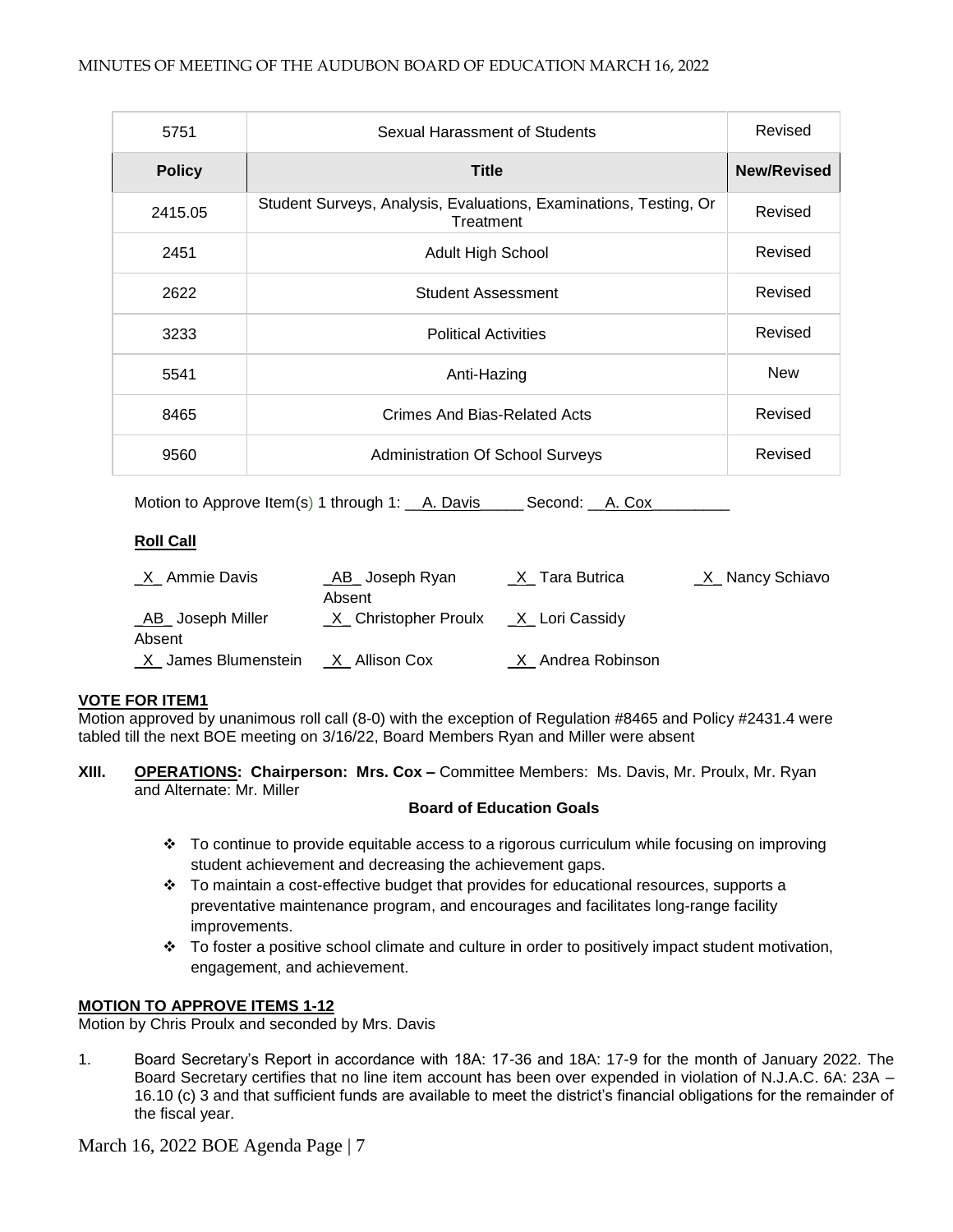| 5751 | Sexual Harassment of Students | Revised |
|---|---|---|
| **Policy** | **Title** | **New/Revised** |
| 2415.05 | Student Surveys, Analysis, Evaluations, Examinations, Testing, Or Treatment | Revised |
| 2451 | Adult High School | Revised |
| 2622 | Student Assessment | Revised |
| 3233 | Political Activities | Revised |
| 5541 | Anti-Hazing | New |
| 8465 | Crimes And Bias-Related Acts | Revised |
| 9560 | Administration Of School Surveys | Revised |

Motion to Approve Item(s) 1 through 1: __A. Davis_____ Second: __A. Cox_________

**Roll Call**

_X_ Ammie Davis
_AB_ Joseph Ryan Absent
_X_ Tara Butrica
_X_ Nancy Schiavo
_AB_ Joseph Miller Absent
_X_ Christopher Proulx
_X_ Lori Cassidy
_X_ James Blumenstein
_X_ Allison Cox
_X_ Andrea Robinson

**VOTE FOR ITEM1**

Motion approved by unanimous roll call (8-0) with the exception of Regulation #8465 and Policy #2431.4 were tabled till the next BOE meeting on 3/16/22, Board Members Ryan and Miller were absent

**XIII. OPERATIONS: Chairperson: Mrs. Cox –** Committee Members: Ms. Davis, Mr. Proulx, Mr. Ryan and Alternate: Mr. Miller

**Board of Education Goals**

- To continue to provide equitable access to a rigorous curriculum while focusing on improving student achievement and decreasing the achievement gaps.
- To maintain a cost-effective budget that provides for educational resources, supports a preventative maintenance program, and encourages and facilitates long-range facility improvements.
- To foster a positive school climate and culture in order to positively impact student motivation, engagement, and achievement.

**MOTION TO APPROVE ITEMS 1-12**

Motion by Chris Proulx and seconded by Mrs. Davis

1. Board Secretary's Report in accordance with 18A: 17-36 and 18A: 17-9 for the month of January 2022. The Board Secretary certifies that no line item account has been over expended in violation of N.J.A.C. 6A: 23A – 16.10 (c) 3 and that sufficient funds are available to meet the district's financial obligations for the remainder of the fiscal year.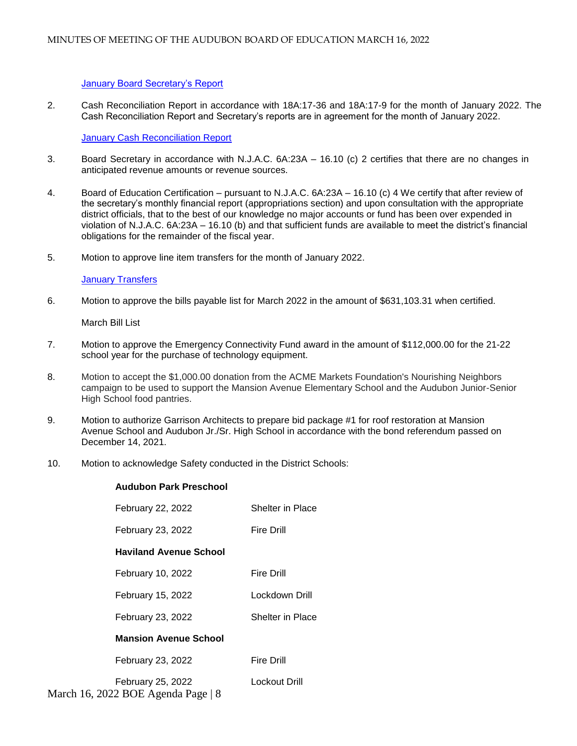January Board Secretary's Report

2. Cash Reconciliation Report in accordance with 18A:17-36 and 18A:17-9 for the month of January 2022. The Cash Reconciliation Report and Secretary's reports are in agreement for the month of January 2022.

   January Cash Reconciliation Report

3. Board Secretary in accordance with N.J.A.C. 6A:23A – 16.10 (c) 2 certifies that there are no changes in anticipated revenue amounts or revenue sources.

4. Board of Education Certification – pursuant to N.J.A.C. 6A:23A – 16.10 (c) 4 We certify that after review of the secretary's monthly financial report (appropriations section) and upon consultation with the appropriate district officials, that to the best of our knowledge no major accounts or fund has been over expended in violation of N.J.A.C. 6A:23A – 16.10 (b) and that sufficient funds are available to meet the district's financial obligations for the remainder of the fiscal year.

5. Motion to approve line item transfers for the month of January 2022.

   January Transfers

6. Motion to approve the bills payable list for March 2022 in the amount of $631,103.31 when certified.

   March Bill List

7. Motion to approve the Emergency Connectivity Fund award in the amount of $112,000.00 for the 21-22 school year for the purchase of technology equipment.

8. Motion to accept the $1,000.00 donation from the ACME Markets Foundation's Nourishing Neighbors campaign to be used to support the Mansion Avenue Elementary School and the Audubon Junior-Senior High School food pantries.

9. Motion to authorize Garrison Architects to prepare bid package #1 for roof restoration at Mansion Avenue School and Audubon Jr./Sr. High School in accordance with the bond referendum passed on December 14, 2021.

10. Motion to acknowledge Safety conducted in the District Schools:

    **Audubon Park Preschool**

    | | |
    |---|---|
    | February 22, 2022 | Shelter in Place |
    | February 23, 2022 | Fire Drill |

    **Haviland Avenue School**

    | | |
    |---|---|
    | February 10, 2022 | Fire Drill |
    | February 15, 2022 | Lockdown Drill |
    | February 23, 2022 | Shelter in Place |

    **Mansion Avenue School**

    | | |
    |---|---|
    | February 23, 2022 | Fire Drill |
    | February 25, 2022 | Lockout Drill |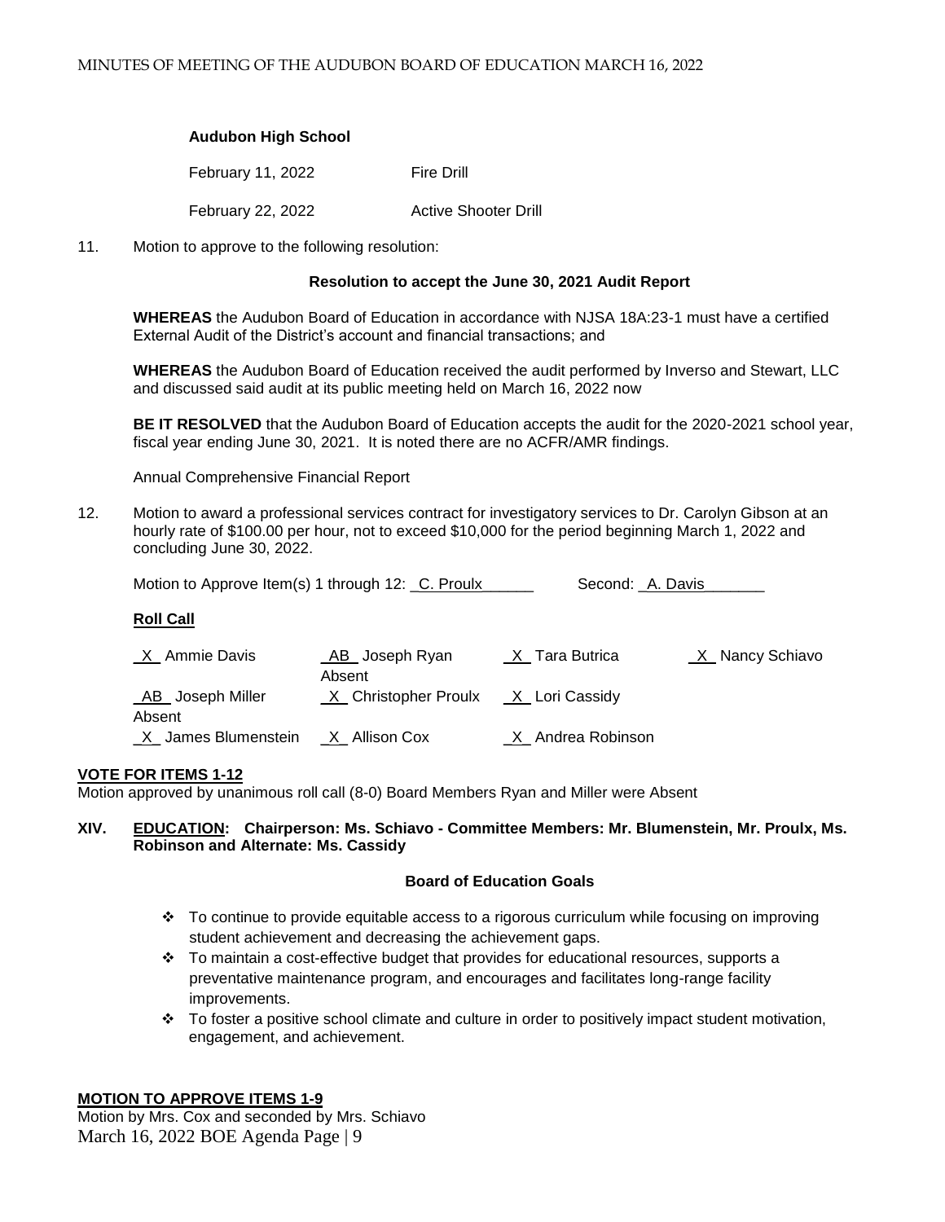**Audubon High School**

| | |
|---|---|
| February 11, 2022 | Fire Drill |
| February 22, 2022 | Active Shooter Drill |

11. Motion to approve to the following resolution:

**Resolution to accept the June 30, 2021 Audit Report**

**WHEREAS** the Audubon Board of Education in accordance with NJSA 18A:23-1 must have a certified External Audit of the District's account and financial transactions; and

**WHEREAS** the Audubon Board of Education received the audit performed by Inverso and Stewart, LLC and discussed said audit at its public meeting held on March 16, 2022 now

**BE IT RESOLVED** that the Audubon Board of Education accepts the audit for the 2020-2021 school year, fiscal year ending June 30, 2021. It is noted there are no ACFR/AMR findings.

Annual Comprehensive Financial Report

12. Motion to award a professional services contract for investigatory services to Dr. Carolyn Gibson at an hourly rate of $100.00 per hour, not to exceed $10,000 for the period beginning March 1, 2022 and concluding June 30, 2022.

Motion to Approve Item(s) 1 through 12: _C. Proulx______ Second: _A. Davis_______

**Roll Call**

| | | | |
|---|---|---|---|
| _X_ Ammie Davis | _AB_ Joseph Ryan Absent | _X_ Tara Butrica | _X_ Nancy Schiavo |
| _AB_ Joseph Miller Absent | _X_ Christopher Proulx | _X_ Lori Cassidy | |
| _X_ James Blumenstein | _X_ Allison Cox | _X_ Andrea Robinson | |

**VOTE FOR ITEMS 1-12**

Motion approved by unanimous roll call (8-0) Board Members Ryan and Miller were Absent

## XIV. EDUCATION: Chairperson: Ms. Schiavo - Committee Members: Mr. Blumenstein, Mr. Proulx, Ms. Robinson and Alternate: Ms. Cassidy

**Board of Education Goals**

- To continue to provide equitable access to a rigorous curriculum while focusing on improving student achievement and decreasing the achievement gaps.
- To maintain a cost-effective budget that provides for educational resources, supports a preventative maintenance program, and encourages and facilitates long-range facility improvements.
- To foster a positive school climate and culture in order to positively impact student motivation, engagement, and achievement.

**MOTION TO APPROVE ITEMS 1-9**

Motion by Mrs. Cox and seconded by Mrs. Schiavo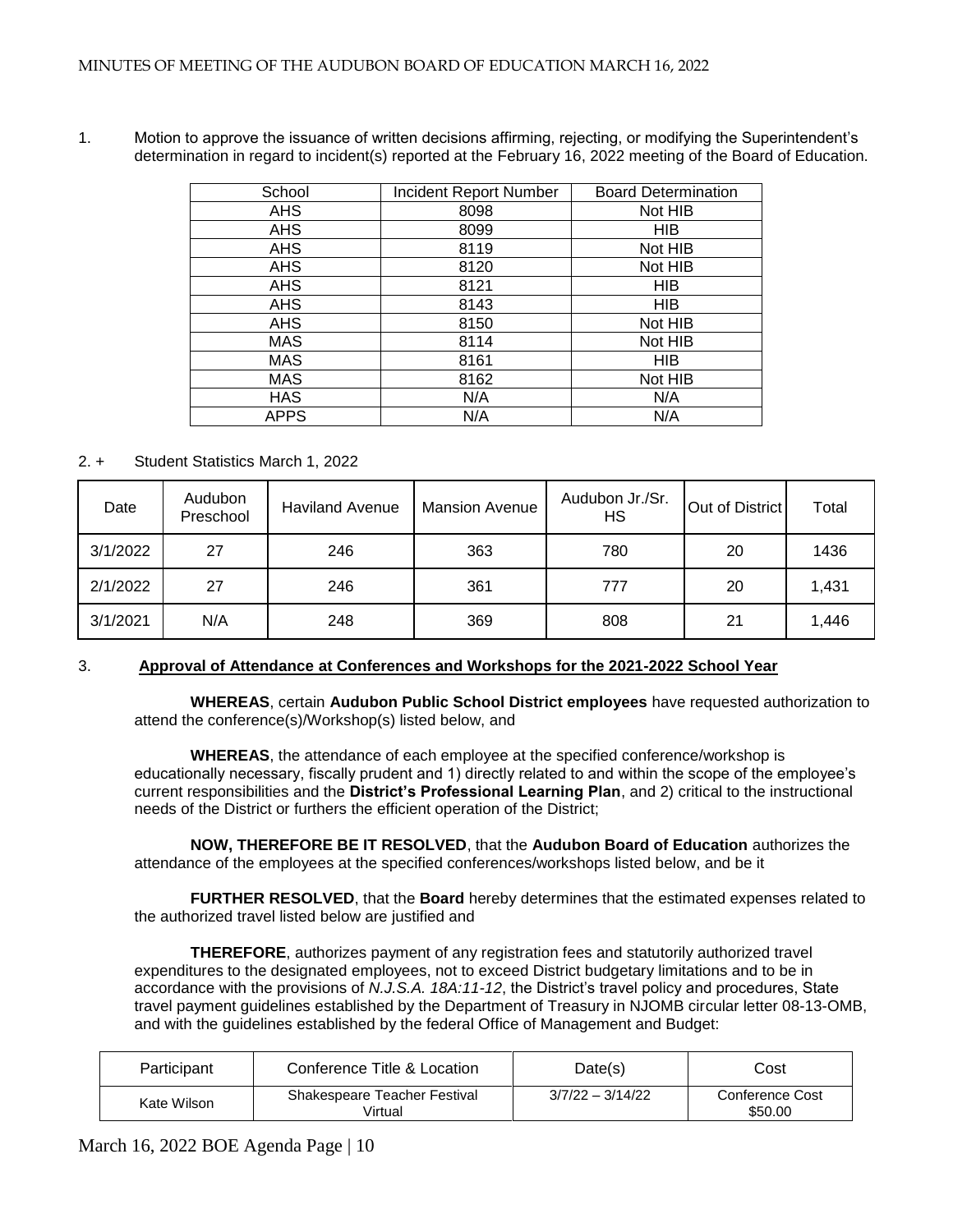1. Motion to approve the issuance of written decisions affirming, rejecting, or modifying the Superintendent's determination in regard to incident(s) reported at the February 16, 2022 meeting of the Board of Education.

| School | Incident Report Number | Board Determination |
|---|---|---|
| AHS | 8098 | Not HIB |
| AHS | 8099 | HIB |
| AHS | 8119 | Not HIB |
| AHS | 8120 | Not HIB |
| AHS | 8121 | HIB |
| AHS | 8143 | HIB |
| AHS | 8150 | Not HIB |
| MAS | 8114 | Not HIB |
| MAS | 8161 | HIB |
| MAS | 8162 | Not HIB |
| HAS | N/A | N/A |
| APPS | N/A | N/A |

2. + Student Statistics March 1, 2022

| Date | Audubon Preschool | Haviland Avenue | Mansion Avenue | Audubon Jr./Sr. HS | Out of District | Total |
|---|---|---|---|---|---|---|
| 3/1/2022 | 27 | 246 | 363 | 780 | 20 | 1436 |
| 2/1/2022 | 27 | 246 | 361 | 777 | 20 | 1,431 |
| 3/1/2021 | N/A | 248 | 369 | 808 | 21 | 1,446 |

3. **Approval of Attendance at Conferences and Workshops for the 2021-2022 School Year**

**WHEREAS**, certain **Audubon Public School District employees** have requested authorization to attend the conference(s)/Workshop(s) listed below, and

**WHEREAS**, the attendance of each employee at the specified conference/workshop is educationally necessary, fiscally prudent and 1) directly related to and within the scope of the employee's current responsibilities and the **District's Professional Learning Plan**, and 2) critical to the instructional needs of the District or furthers the efficient operation of the District;

**NOW, THEREFORE BE IT RESOLVED**, that the **Audubon Board of Education** authorizes the attendance of the employees at the specified conferences/workshops listed below, and be it

**FURTHER RESOLVED**, that the **Board** hereby determines that the estimated expenses related to the authorized travel listed below are justified and

**THEREFORE**, authorizes payment of any registration fees and statutorily authorized travel expenditures to the designated employees, not to exceed District budgetary limitations and to be in accordance with the provisions of *N.J.S.A. 18A:11-12*, the District's travel policy and procedures, State travel payment guidelines established by the Department of Treasury in NJOMB circular letter 08-13-OMB, and with the guidelines established by the federal Office of Management and Budget:

| Participant | Conference Title & Location | Date(s) | Cost |
|---|---|---|---|
| Kate Wilson | Shakespeare Teacher Festival Virtual | 3/7/22 – 3/14/22 | Conference Cost $50.00 |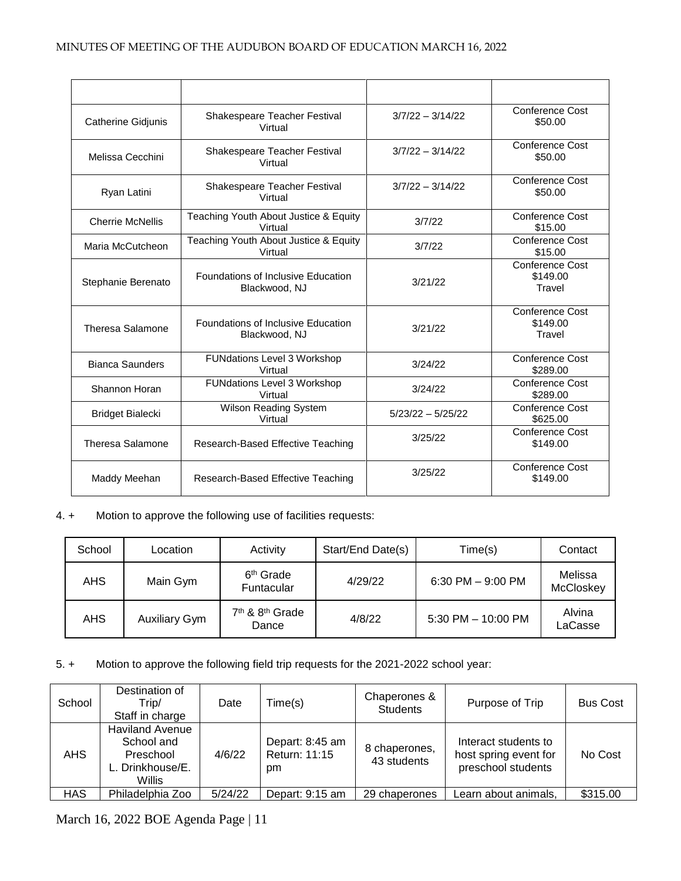| | | | |
|---|---|---|---|
| Catherine Gidjunis | Shakespeare Teacher Festival Virtual | 3/7/22 – 3/14/22 | Conference Cost $50.00 |
| Melissa Cecchini | Shakespeare Teacher Festival Virtual | 3/7/22 – 3/14/22 | Conference Cost $50.00 |
| Ryan Latini | Shakespeare Teacher Festival Virtual | 3/7/22 – 3/14/22 | Conference Cost $50.00 |
| Cherrie McNellis | Teaching Youth About Justice & Equity Virtual | 3/7/22 | Conference Cost $15.00 |
| Maria McCutcheon | Teaching Youth About Justice & Equity Virtual | 3/7/22 | Conference Cost $15.00 |
| Stephanie Berenato | Foundations of Inclusive Education Blackwood, NJ | 3/21/22 | Conference Cost $149.00 Travel |
| Theresa Salamone | Foundations of Inclusive Education Blackwood, NJ | 3/21/22 | Conference Cost $149.00 Travel |
| Bianca Saunders | FUNdations Level 3 Workshop Virtual | 3/24/22 | Conference Cost $289.00 |
| Shannon Horan | FUNdations Level 3 Workshop Virtual | 3/24/22 | Conference Cost $289.00 |
| Bridget Bialecki | Wilson Reading System Virtual | 5/23/22 – 5/25/22 | Conference Cost $625.00 |
| Theresa Salamone | Research-Based Effective Teaching | 3/25/22 | Conference Cost $149.00 |
| Maddy Meehan | Research-Based Effective Teaching | 3/25/22 | Conference Cost $149.00 |

4. + Motion to approve the following use of facilities requests:

| School | Location | Activity | Start/End Date(s) | Time(s) | Contact |
|---|---|---|---|---|---|
| AHS | Main Gym | 6th Grade Funtacular | 4/29/22 | 6:30 PM – 9:00 PM | Melissa McCloskey |
| AHS | Auxiliary Gym | 7th & 8th Grade Dance | 4/8/22 | 5:30 PM – 10:00 PM | Alvina LaCasse |

5. + Motion to approve the following field trip requests for the 2021-2022 school year:

| School | Destination of Trip/ Staff in charge | Date | Time(s) | Chaperones & Students | Purpose of Trip | Bus Cost |
|---|---|---|---|---|---|---|
| AHS | Haviland Avenue School and Preschool L. Drinkhouse/E. Willis | 4/6/22 | Depart: 8:45 am Return: 11:15 pm | 8 chaperones, 43 students | Interact students to host spring event for preschool students | No Cost |
| HAS | Philadelphia Zoo | 5/24/22 | Depart: 9:15 am | 29 chaperones | Learn about animals, | $315.00 |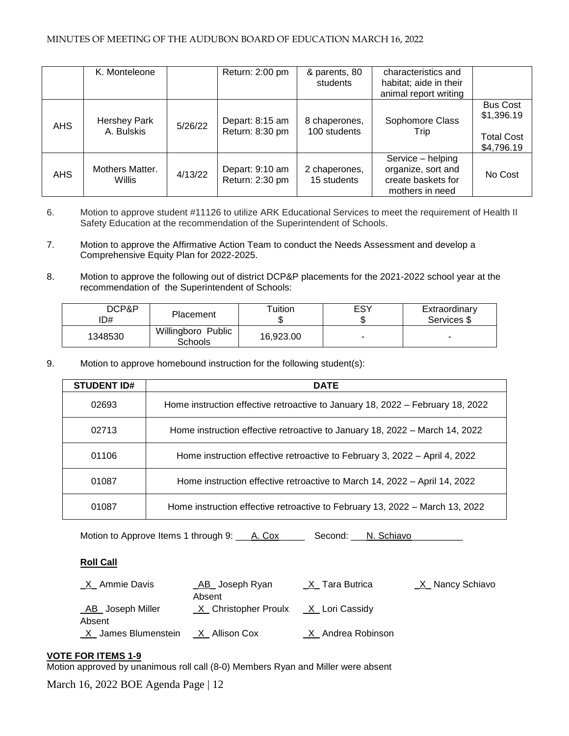| | K. Monteleone | | Return: 2:00 pm | & parents, 80 students | characteristics and habitat; aide in their animal report writing | |
|---|---|---|---|---|---|---|
| AHS | Hershey Park A. Bulskis | 5/26/22 | Depart: 8:15 am Return: 8:30 pm | 8 chaperones, 100 students | Sophomore Class Trip | Bus Cost $1,396.19 Total Cost $4,796.19 |
| AHS | Mothers Matter. Willis | 4/13/22 | Depart: 9:10 am Return: 2:30 pm | 2 chaperones, 15 students | Service – helping organize, sort and create baskets for mothers in need | No Cost |

6. Motion to approve student #11126 to utilize ARK Educational Services to meet the requirement of Health II Safety Education at the recommendation of the Superintendent of Schools.

7. Motion to approve the Affirmative Action Team to conduct the Needs Assessment and develop a Comprehensive Equity Plan for 2022-2025.

8. Motion to approve the following out of district DCP&P placements for the 2021-2022 school year at the recommendation of the Superintendent of Schools:

| DCP&P ID# | Placement | Tuition $ | ESY $ | Extraordinary Services $ |
|---|---|---|---|---|
| 1348530 | Willingboro Public Schools | 16,923.00 | - | - |

9. Motion to approve homebound instruction for the following student(s):

| STUDENT ID# | DATE |
|---|---|
| 02693 | Home instruction effective retroactive to January 18, 2022 – February 18, 2022 |
| 02713 | Home instruction effective retroactive to January 18, 2022 – March 14, 2022 |
| 01106 | Home instruction effective retroactive to February 3, 2022 – April 4, 2022 |
| 01087 | Home instruction effective retroactive to March 14, 2022 – April 14, 2022 |
| 01087 | Home instruction effective retroactive to February 13, 2022 – March 13, 2022 |

Motion to Approve Items 1 through 9: A. Cox Second: N. Schiavo

**Roll Call**

_X_ Ammie Davis
_AB_ Joseph Ryan Absent
_X_ Tara Butrica
_X_ Nancy Schiavo
_AB_ Joseph Miller Absent
_X_ Christopher Proulx
_X_ Lori Cassidy
_X_ James Blumenstein
_X_ Allison Cox
_X_ Andrea Robinson

**VOTE FOR ITEMS 1-9**

Motion approved by unanimous roll call (8-0) Members Ryan and Miller were absent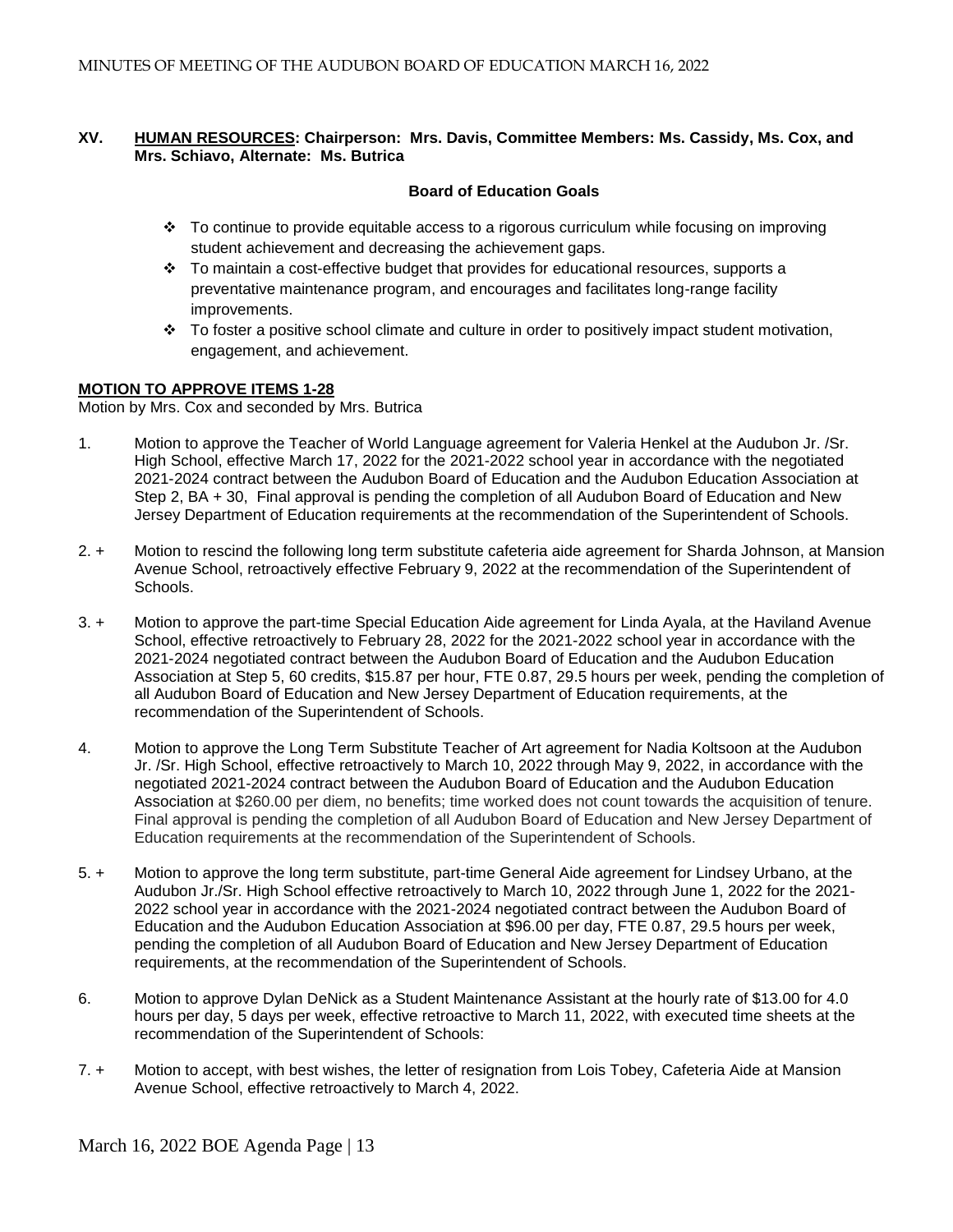## XV. HUMAN RESOURCES: Chairperson: Mrs. Davis, Committee Members: Ms. Cassidy, Ms. Cox, and Mrs. Schiavo, Alternate: Ms. Butrica

### Board of Education Goals

- To continue to provide equitable access to a rigorous curriculum while focusing on improving student achievement and decreasing the achievement gaps.
- To maintain a cost-effective budget that provides for educational resources, supports a preventative maintenance program, and encourages and facilitates long-range facility improvements.
- To foster a positive school climate and culture in order to positively impact student motivation, engagement, and achievement.

**MOTION TO APPROVE ITEMS 1-28**

Motion by Mrs. Cox and seconded by Mrs. Butrica

1. Motion to approve the Teacher of World Language agreement for Valeria Henkel at the Audubon Jr. /Sr. High School, effective March 17, 2022 for the 2021-2022 school year in accordance with the negotiated 2021-2024 contract between the Audubon Board of Education and the Audubon Education Association at Step 2, BA + 30, Final approval is pending the completion of all Audubon Board of Education and New Jersey Department of Education requirements at the recommendation of the Superintendent of Schools.

2. + Motion to rescind the following long term substitute cafeteria aide agreement for Sharda Johnson, at Mansion Avenue School, retroactively effective February 9, 2022 at the recommendation of the Superintendent of Schools.

3. + Motion to approve the part-time Special Education Aide agreement for Linda Ayala, at the Haviland Avenue School, effective retroactively to February 28, 2022 for the 2021-2022 school year in accordance with the 2021-2024 negotiated contract between the Audubon Board of Education and the Audubon Education Association at Step 5, 60 credits, $15.87 per hour, FTE 0.87, 29.5 hours per week, pending the completion of all Audubon Board of Education and New Jersey Department of Education requirements, at the recommendation of the Superintendent of Schools.

4. Motion to approve the Long Term Substitute Teacher of Art agreement for Nadia Koltsoon at the Audubon Jr. /Sr. High School, effective retroactively to March 10, 2022 through May 9, 2022, in accordance with the negotiated 2021-2024 contract between the Audubon Board of Education and the Audubon Education Association at $260.00 per diem, no benefits; time worked does not count towards the acquisition of tenure. Final approval is pending the completion of all Audubon Board of Education and New Jersey Department of Education requirements at the recommendation of the Superintendent of Schools.

5. + Motion to approve the long term substitute, part-time General Aide agreement for Lindsey Urbano, at the Audubon Jr./Sr. High School effective retroactively to March 10, 2022 through June 1, 2022 for the 2021-2022 school year in accordance with the 2021-2024 negotiated contract between the Audubon Board of Education and the Audubon Education Association at $96.00 per day, FTE 0.87, 29.5 hours per week, pending the completion of all Audubon Board of Education and New Jersey Department of Education requirements, at the recommendation of the Superintendent of Schools.

6. Motion to approve Dylan DeNick as a Student Maintenance Assistant at the hourly rate of $13.00 for 4.0 hours per day, 5 days per week, effective retroactive to March 11, 2022, with executed time sheets at the recommendation of the Superintendent of Schools:

7. + Motion to accept, with best wishes, the letter of resignation from Lois Tobey, Cafeteria Aide at Mansion Avenue School, effective retroactively to March 4, 2022.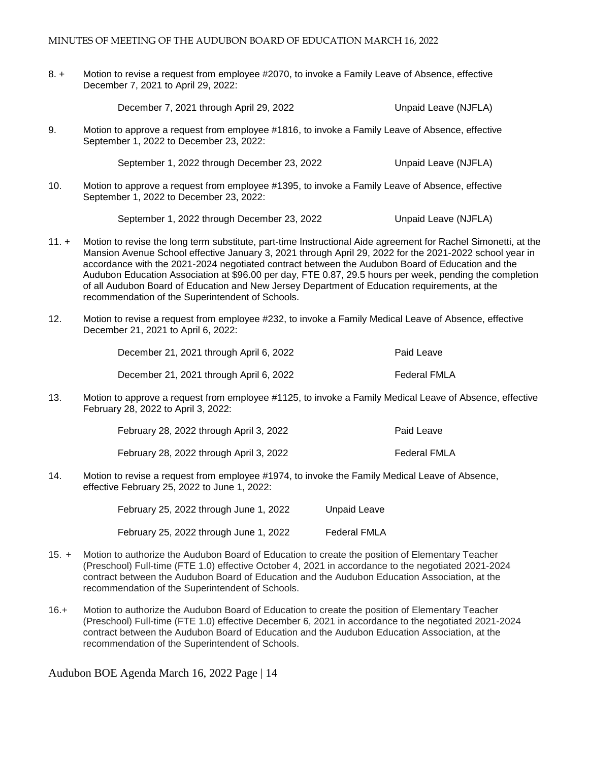8. + Motion to revise a request from employee #2070, to invoke a Family Leave of Absence, effective December 7, 2021 to April 29, 2022:

| | |
|---|---|
| December 7, 2021 through April 29, 2022 | Unpaid Leave (NJFLA) |

9. Motion to approve a request from employee #1816, to invoke a Family Leave of Absence, effective September 1, 2022 to December 23, 2022:

| | |
|---|---|
| September 1, 2022 through December 23, 2022 | Unpaid Leave (NJFLA) |

10. Motion to approve a request from employee #1395, to invoke a Family Leave of Absence, effective September 1, 2022 to December 23, 2022:

| | |
|---|---|
| September 1, 2022 through December 23, 2022 | Unpaid Leave (NJFLA) |

11. + Motion to revise the long term substitute, part-time Instructional Aide agreement for Rachel Simonetti, at the Mansion Avenue School effective January 3, 2021 through April 29, 2022 for the 2021-2022 school year in accordance with the 2021-2024 negotiated contract between the Audubon Board of Education and the Audubon Education Association at $96.00 per day, FTE 0.87, 29.5 hours per week, pending the completion of all Audubon Board of Education and New Jersey Department of Education requirements, at the recommendation of the Superintendent of Schools.

12. Motion to revise a request from employee #232, to invoke a Family Medical Leave of Absence, effective December 21, 2021 to April 6, 2022:

| | |
|---|---|
| December 21, 2021 through April 6, 2022 | Paid Leave |
| December 21, 2021 through April 6, 2022 | Federal FMLA |

13. Motion to approve a request from employee #1125, to invoke a Family Medical Leave of Absence, effective February 28, 2022 to April 3, 2022:

| | |
|---|---|
| February 28, 2022 through April 3, 2022 | Paid Leave |
| February 28, 2022 through April 3, 2022 | Federal FMLA |

14. Motion to revise a request from employee #1974, to invoke the Family Medical Leave of Absence, effective February 25, 2022 to June 1, 2022:

| | |
|---|---|
| February 25, 2022 through June 1, 2022 | Unpaid Leave |
| February 25, 2022 through June 1, 2022 | Federal FMLA |

15. + Motion to authorize the Audubon Board of Education to create the position of Elementary Teacher (Preschool) Full-time (FTE 1.0) effective October 4, 2021 in accordance to the negotiated 2021-2024 contract between the Audubon Board of Education and the Audubon Education Association, at the recommendation of the Superintendent of Schools.

16.+ Motion to authorize the Audubon Board of Education to create the position of Elementary Teacher (Preschool) Full-time (FTE 1.0) effective December 6, 2021 in accordance to the negotiated 2021-2024 contract between the Audubon Board of Education and the Audubon Education Association, at the recommendation of the Superintendent of Schools.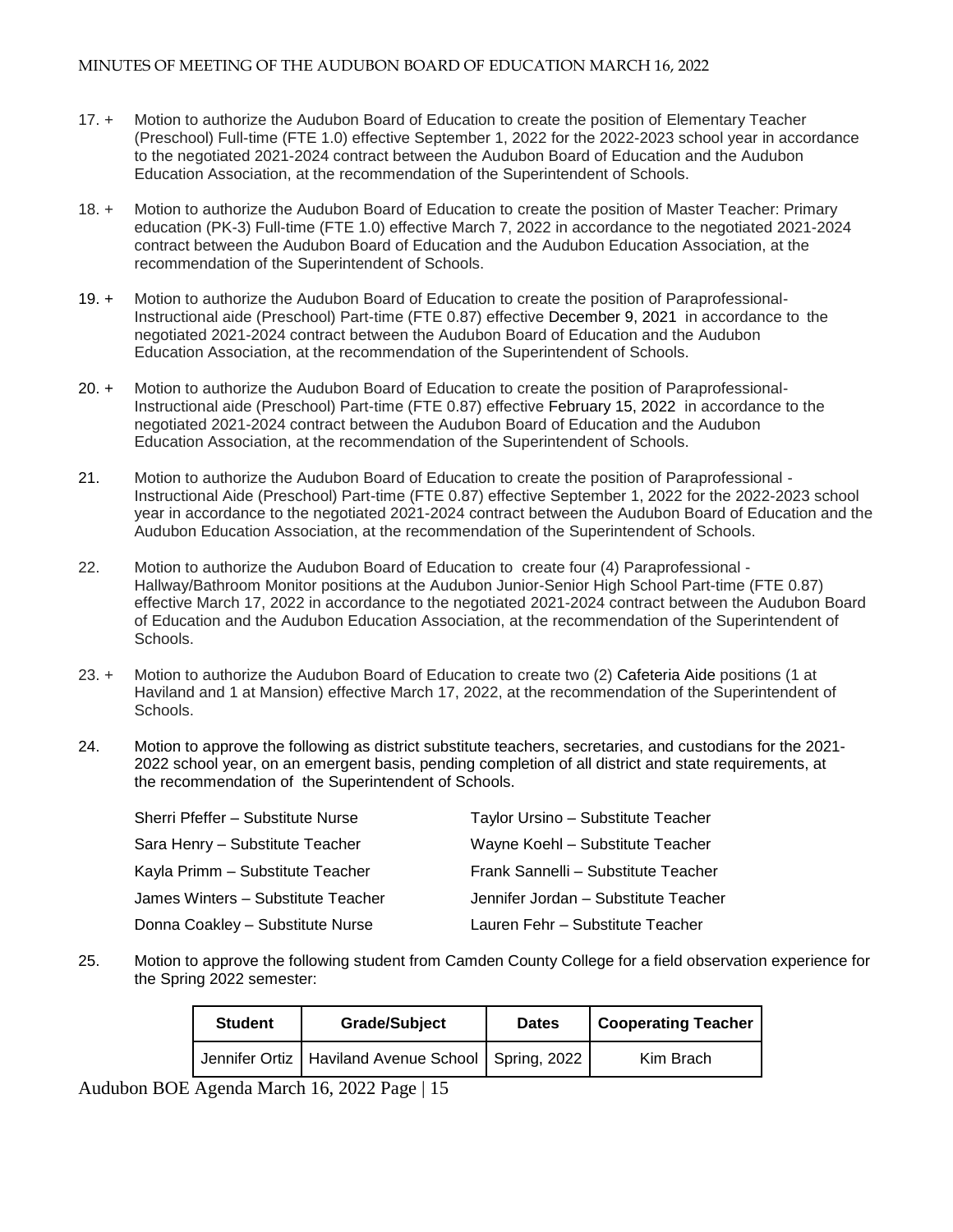17. + Motion to authorize the Audubon Board of Education to create the position of Elementary Teacher (Preschool) Full-time (FTE 1.0) effective September 1, 2022 for the 2022-2023 school year in accordance to the negotiated 2021-2024 contract between the Audubon Board of Education and the Audubon Education Association, at the recommendation of the Superintendent of Schools.

18. + Motion to authorize the Audubon Board of Education to create the position of Master Teacher: Primary education (PK-3) Full-time (FTE 1.0) effective March 7, 2022 in accordance to the negotiated 2021-2024 contract between the Audubon Board of Education and the Audubon Education Association, at the recommendation of the Superintendent of Schools.

19. + Motion to authorize the Audubon Board of Education to create the position of Paraprofessional-Instructional aide (Preschool) Part-time (FTE 0.87) effective December 9, 2021 in accordance to the negotiated 2021-2024 contract between the Audubon Board of Education and the Audubon Education Association, at the recommendation of the Superintendent of Schools.

20. + Motion to authorize the Audubon Board of Education to create the position of Paraprofessional-Instructional aide (Preschool) Part-time (FTE 0.87) effective February 15, 2022 in accordance to the negotiated 2021-2024 contract between the Audubon Board of Education and the Audubon Education Association, at the recommendation of the Superintendent of Schools.

21. Motion to authorize the Audubon Board of Education to create the position of Paraprofessional - Instructional Aide (Preschool) Part-time (FTE 0.87) effective September 1, 2022 for the 2022-2023 school year in accordance to the negotiated 2021-2024 contract between the Audubon Board of Education and the Audubon Education Association, at the recommendation of the Superintendent of Schools.

22. Motion to authorize the Audubon Board of Education to create four (4) Paraprofessional - Hallway/Bathroom Monitor positions at the Audubon Junior-Senior High School Part-time (FTE 0.87) effective March 17, 2022 in accordance to the negotiated 2021-2024 contract between the Audubon Board of Education and the Audubon Education Association, at the recommendation of the Superintendent of Schools.

23. + Motion to authorize the Audubon Board of Education to create two (2) Cafeteria Aide positions (1 at Haviland and 1 at Mansion) effective March 17, 2022, at the recommendation of the Superintendent of Schools.

24. Motion to approve the following as district substitute teachers, secretaries, and custodians for the 2021-2022 school year, on an emergent basis, pending completion of all district and state requirements, at the recommendation of the Superintendent of Schools.

    Sherri Pfeffer – Substitute Nurse
    Sara Henry – Substitute Teacher
    Kayla Primm – Substitute Teacher
    James Winters – Substitute Teacher
    Donna Coakley – Substitute Nurse
    Taylor Ursino – Substitute Teacher
    Wayne Koehl – Substitute Teacher
    Frank Sannelli – Substitute Teacher
    Jennifer Jordan – Substitute Teacher
    Lauren Fehr – Substitute Teacher

25. Motion to approve the following student from Camden County College for a field observation experience for the Spring 2022 semester:

| Student | Grade/Subject | Dates | Cooperating Teacher |
|---|---|---|---|
| Jennifer Ortiz | Haviland Avenue School | Spring, 2022 | Kim Brach |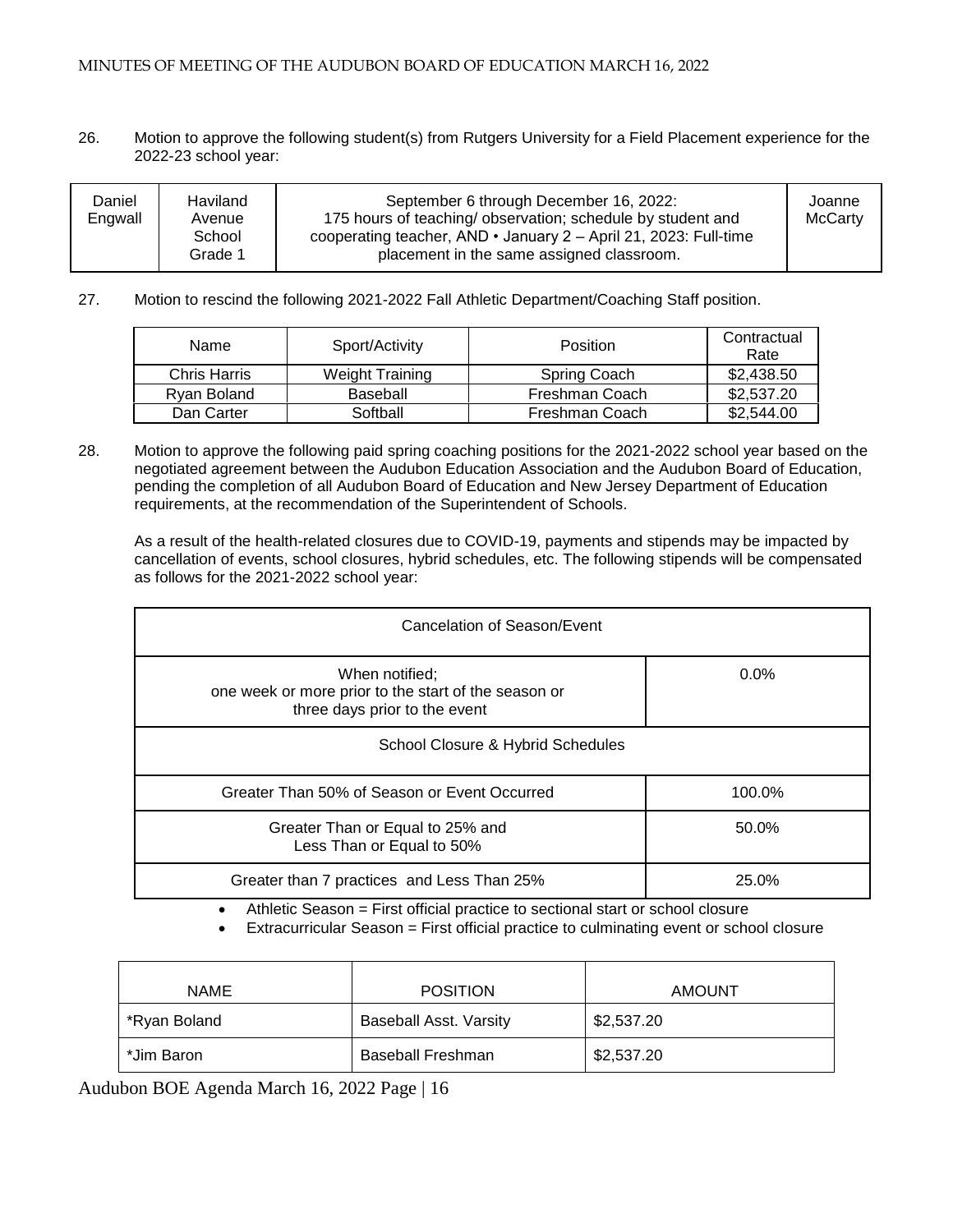26. Motion to approve the following student(s) from Rutgers University for a Field Placement experience for the 2022-23 school year:

| Daniel Engwall | Haviland Avenue School Grade 1 | September 6 through December 16, 2022: 175 hours of teaching/ observation; schedule by student and cooperating teacher, AND • January 2 – April 21, 2023: Full-time placement in the same assigned classroom. | Joanne McCarty |
|---|---|---|---|

27. Motion to rescind the following 2021-2022 Fall Athletic Department/Coaching Staff position.

| Name | Sport/Activity | Position | Contractual Rate |
|---|---|---|---|
| Chris Harris | Weight Training | Spring Coach | $2,438.50 |
| Ryan Boland | Baseball | Freshman Coach | $2,537.20 |
| Dan Carter | Softball | Freshman Coach | $2,544.00 |

28. Motion to approve the following paid spring coaching positions for the 2021-2022 school year based on the negotiated agreement between the Audubon Education Association and the Audubon Board of Education, pending the completion of all Audubon Board of Education and New Jersey Department of Education requirements, at the recommendation of the Superintendent of Schools.

As a result of the health-related closures due to COVID-19, payments and stipends may be impacted by cancellation of events, school closures, hybrid schedules, etc. The following stipends will be compensated as follows for the 2021-2022 school year:

| Cancelation of Season/Event | |
|---|---|
| When notified; one week or more prior to the start of the season or three days prior to the event | 0.0% |
| School Closure & Hybrid Schedules | |
| Greater Than 50% of Season or Event Occurred | 100.0% |
| Greater Than or Equal to 25% and Less Than or Equal to 50% | 50.0% |
| Greater than 7 practices and Less Than 25% | 25.0% |

- Athletic Season = First official practice to sectional start or school closure
- Extracurricular Season = First official practice to culminating event or school closure

| NAME | POSITION | AMOUNT |
|---|---|---|
| *Ryan Boland | Baseball Asst. Varsity | $2,537.20 |
| *Jim Baron | Baseball Freshman | $2,537.20 |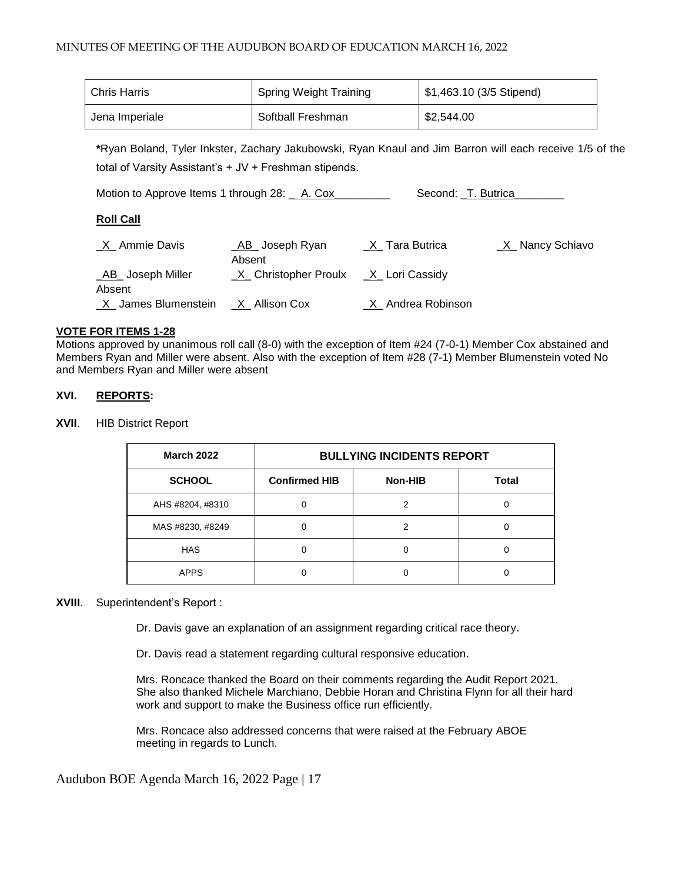| Chris Harris | Spring Weight Training | $1,463.10 (3/5 Stipend) |
|---|---|---|
| Jena Imperiale | Softball Freshman | $2,544.00 |

**\***Ryan Boland, Tyler Inkster, Zachary Jakubowski, Ryan Knaul and Jim Barron will each receive 1/5 of the total of Varsity Assistant's + JV + Freshman stipends.

Motion to Approve Items 1 through 28: __A. Cox_________ Second: _T. Butrica________

**Roll Call**

_X_ Ammie Davis
_AB_ Joseph Ryan Absent
_X_ Tara Butrica
_X_ Nancy Schiavo
_AB_ Joseph Miller Absent
_X_ Christopher Proulx
_X_ Lori Cassidy
_X_ James Blumenstein
_X_ Allison Cox
_X_ Andrea Robinson

**VOTE FOR ITEMS 1-28**

Motions approved by unanimous roll call (8-0) with the exception of Item #24 (7-0-1) Member Cox abstained and Members Ryan and Miller were absent. Also with the exception of Item #28 (7-1) Member Blumenstein voted No and Members Ryan and Miller were absent

## XVI. REPORTS:

**XVII**. HIB District Report

| March 2022 | BULLYING INCIDENTS REPORT | | |
|---|---|---|---|
| **SCHOOL** | **Confirmed HIB** | **Non-HIB** | **Total** |
| AHS #8204, #8310 | 0 | 2 | 0 |
| MAS #8230, #8249 | 0 | 2 | 0 |
| HAS | 0 | 0 | 0 |
| APPS | 0 | 0 | 0 |

**XVIII**. Superintendent's Report :

Dr. Davis gave an explanation of an assignment regarding critical race theory.

Dr. Davis read a statement regarding cultural responsive education.

Mrs. Roncace thanked the Board on their comments regarding the Audit Report 2021. She also thanked Michele Marchiano, Debbie Horan and Christina Flynn for all their hard work and support to make the Business office run efficiently.

Mrs. Roncace also addressed concerns that were raised at the February ABOE meeting in regards to Lunch.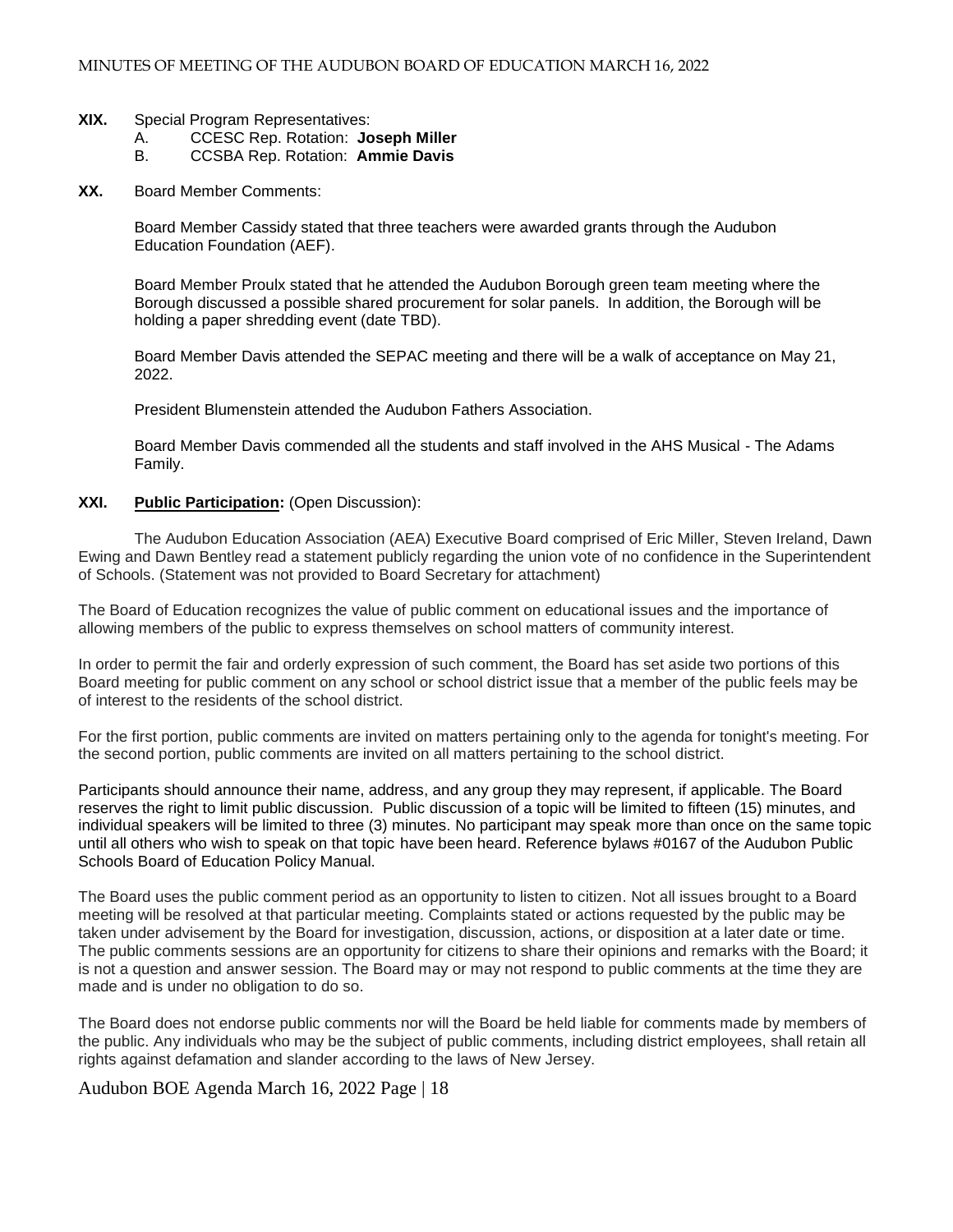**XIX.** Special Program Representatives:

A. CCESC Rep. Rotation: **Joseph Miller**

B. CCSBA Rep. Rotation: **Ammie Davis**

**XX.** Board Member Comments:

Board Member Cassidy stated that three teachers were awarded grants through the Audubon Education Foundation (AEF).

Board Member Proulx stated that he attended the Audubon Borough green team meeting where the Borough discussed a possible shared procurement for solar panels. In addition, the Borough will be holding a paper shredding event (date TBD).

Board Member Davis attended the SEPAC meeting and there will be a walk of acceptance on May 21, 2022.

President Blumenstein attended the Audubon Fathers Association.

Board Member Davis commended all the students and staff involved in the AHS Musical - The Adams Family.

**XXI.** **Public Participation:** (Open Discussion):

The Audubon Education Association (AEA) Executive Board comprised of Eric Miller, Steven Ireland, Dawn Ewing and Dawn Bentley read a statement publicly regarding the union vote of no confidence in the Superintendent of Schools. (Statement was not provided to Board Secretary for attachment)

The Board of Education recognizes the value of public comment on educational issues and the importance of allowing members of the public to express themselves on school matters of community interest.

In order to permit the fair and orderly expression of such comment, the Board has set aside two portions of this Board meeting for public comment on any school or school district issue that a member of the public feels may be of interest to the residents of the school district.

For the first portion, public comments are invited on matters pertaining only to the agenda for tonight's meeting. For the second portion, public comments are invited on all matters pertaining to the school district.

Participants should announce their name, address, and any group they may represent, if applicable. The Board reserves the right to limit public discussion. Public discussion of a topic will be limited to fifteen (15) minutes, and individual speakers will be limited to three (3) minutes. No participant may speak more than once on the same topic until all others who wish to speak on that topic have been heard. Reference bylaws #0167 of the Audubon Public Schools Board of Education Policy Manual.

The Board uses the public comment period as an opportunity to listen to citizen. Not all issues brought to a Board meeting will be resolved at that particular meeting. Complaints stated or actions requested by the public may be taken under advisement by the Board for investigation, discussion, actions, or disposition at a later date or time. The public comments sessions are an opportunity for citizens to share their opinions and remarks with the Board; it is not a question and answer session. The Board may or may not respond to public comments at the time they are made and is under no obligation to do so.

The Board does not endorse public comments nor will the Board be held liable for comments made by members of the public. Any individuals who may be the subject of public comments, including district employees, shall retain all rights against defamation and slander according to the laws of New Jersey.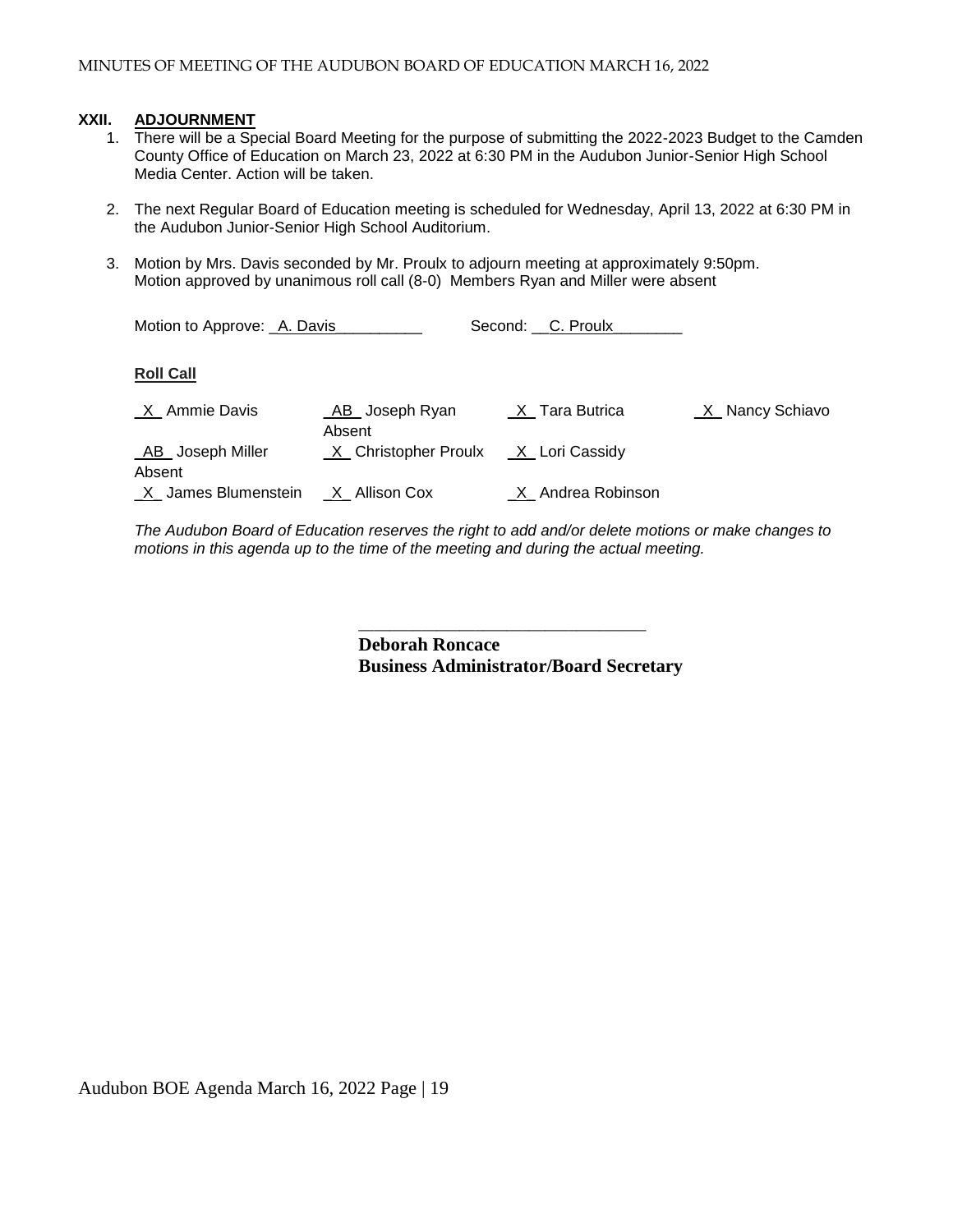## XXII. ADJOURNMENT

1. There will be a Special Board Meeting for the purpose of submitting the 2022-2023 Budget to the Camden County Office of Education on March 23, 2022 at 6:30 PM in the Audubon Junior-Senior High School Media Center. Action will be taken.

2. The next Regular Board of Education meeting is scheduled for Wednesday, April 13, 2022 at 6:30 PM in the Audubon Junior-Senior High School Auditorium.

3. Motion by Mrs. Davis seconded by Mr. Proulx to adjourn meeting at approximately 9:50pm. Motion approved by unanimous roll call (8-0) Members Ryan and Miller were absent

Motion to Approve: _A. Davis__________ Second: __C. Proulx________

**Roll Call**

| | | | |
|---|---|---|---|
| _X_ Ammie Davis | _AB_ Joseph Ryan Absent | _X_ Tara Butrica | _X_ Nancy Schiavo |
| _AB_ Joseph Miller Absent | _X_ Christopher Proulx | _X_ Lori Cassidy | |
| _X_ James Blumenstein | _X_ Allison Cox | _X_ Andrea Robinson | |

*The Audubon Board of Education reserves the right to add and/or delete motions or make changes to motions in this agenda up to the time of the meeting and during the actual meeting.*

_______________________________

**Deborah Roncace**
**Business Administrator/Board Secretary**